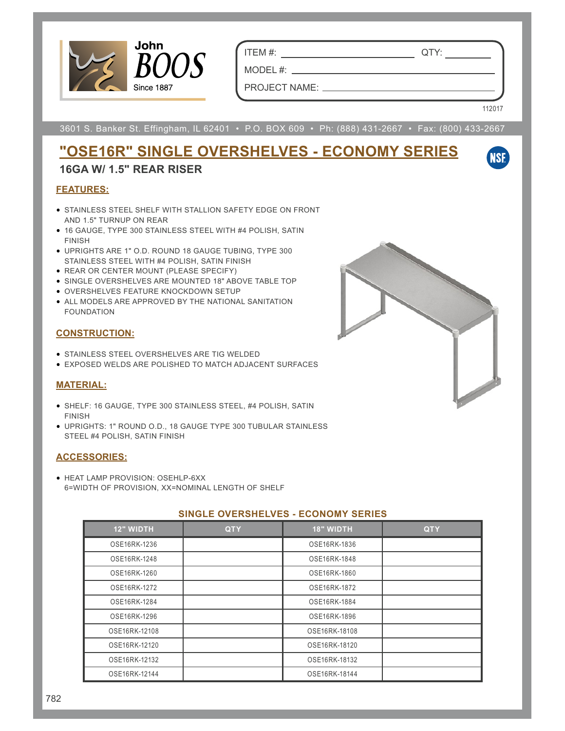John BOOS Since 1887

ITEM #: ______________________ QTY: __________

MODEL #: ______________________________________

PROJECT NAME: _________________________________

112017

3601 S. Banker St. Effingham, IL 62401 • P.O. BOX 609 • Ph: (888) 431-2667 • Fax: (800) 433-2667

# "OSE16R" SINGLE OVERSHELVES - ECONOMY SERIES

## 16GA W/ 1.5" REAR RISER

### FEATURES:

- STAINLESS STEEL SHELF WITH STALLION SAFETY EDGE ON FRONT AND 1.5" TURNUP ON REAR
- 16 GAUGE, TYPE 300 STAINLESS STEEL WITH #4 POLISH, SATIN FINISH
- UPRIGHTS ARE 1" O.D. ROUND 18 GAUGE TUBING, TYPE 300 STAINLESS STEEL WITH #4 POLISH, SATIN FINISH
- REAR OR CENTER MOUNT (PLEASE SPECIFY)
- SINGLE OVERSHELVES ARE MOUNTED 18" ABOVE TABLE TOP
- OVERSHELVES FEATURE KNOCKDOWN SETUP
- ALL MODELS ARE APPROVED BY THE NATIONAL SANITATION FOUNDATION

### CONSTRUCTION:

- STAINLESS STEEL OVERSHELVES ARE TIG WELDED
- EXPOSED WELDS ARE POLISHED TO MATCH ADJACENT SURFACES

### MATERIAL:

- SHELF: 16 GAUGE, TYPE 300 STAINLESS STEEL, #4 POLISH, SATIN FINISH
- UPRIGHTS: 1" ROUND O.D., 18 GAUGE TYPE 300 TUBULAR STAINLESS STEEL #4 POLISH, SATIN FINISH

### ACCESSORIES:

- HEAT LAMP PROVISION: OSEHLP-6XX
  6=WIDTH OF PROVISION, XX=NOMINAL LENGTH OF SHELF

### SINGLE OVERSHELVES - ECONOMY SERIES

| 12" WIDTH | QTY | 18" WIDTH | QTY |
|---|---|---|---|
| OSE16RK-1236 | | OSE16RK-1836 | |
| OSE16RK-1248 | | OSE16RK-1848 | |
| OSE16RK-1260 | | OSE16RK-1860 | |
| OSE16RK-1272 | | OSE16RK-1872 | |
| OSE16RK-1284 | | OSE16RK-1884 | |
| OSE16RK-1296 | | OSE16RK-1896 | |
| OSE16RK-12108 | | OSE16RK-18108 | |
| OSE16RK-12120 | | OSE16RK-18120 | |
| OSE16RK-12132 | | OSE16RK-18132 | |
| OSE16RK-12144 | | OSE16RK-18144 | |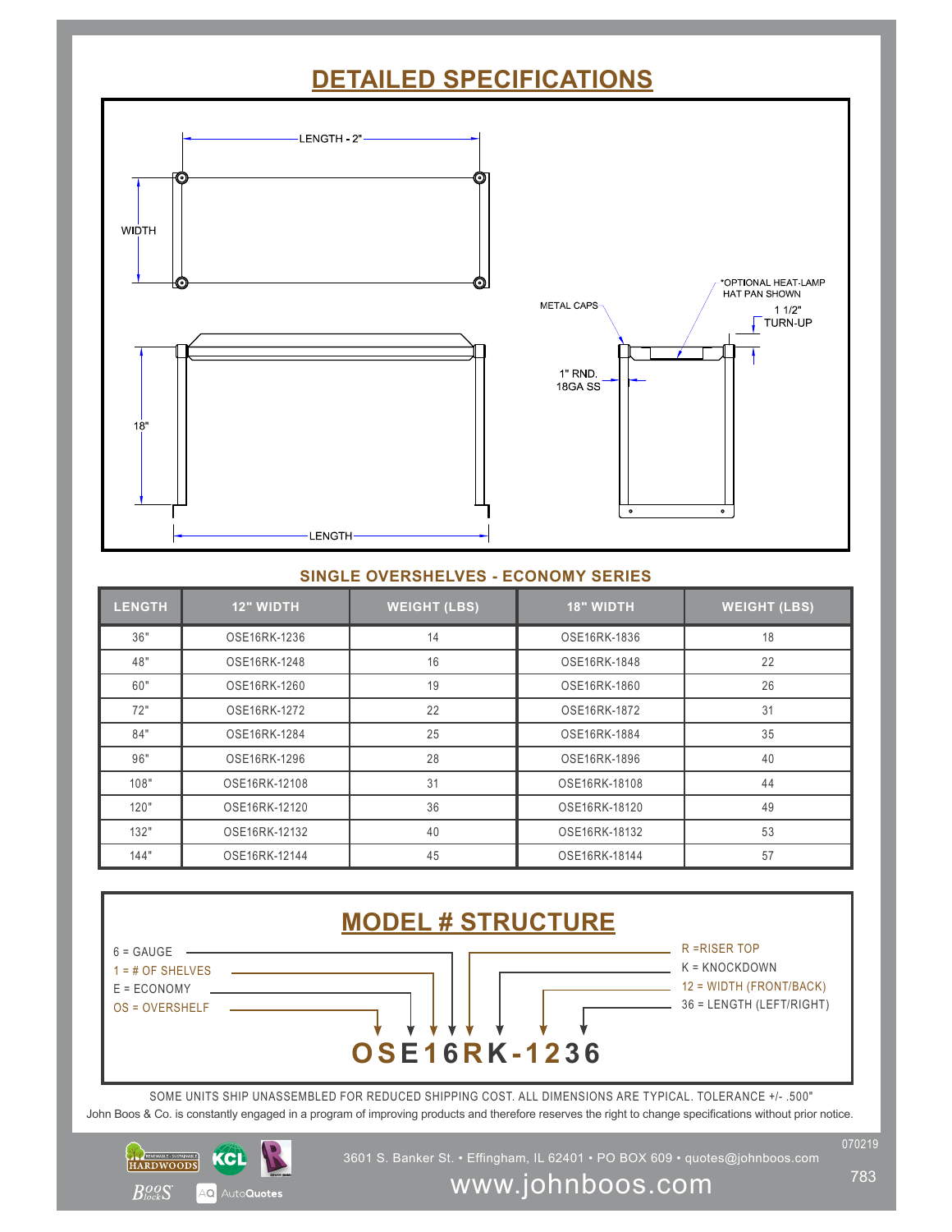# DETAILED SPECIFICATIONS

LENGTH - 2"

WIDTH

18"

LENGTH

METAL CAPS

*OPTIONAL HEAT-LAMP HAT PAN SHOWN

1 1/2" TURN-UP

1" RND. 18GA SS

## SINGLE OVERSHELVES - ECONOMY SERIES

| LENGTH | 12" WIDTH | WEIGHT (LBS) | 18" WIDTH | WEIGHT (LBS) |
|---|---|---|---|---|
| 36" | OSE16RK-1236 | 14 | OSE16RK-1836 | 18 |
| 48" | OSE16RK-1248 | 16 | OSE16RK-1848 | 22 |
| 60" | OSE16RK-1260 | 19 | OSE16RK-1860 | 26 |
| 72" | OSE16RK-1272 | 22 | OSE16RK-1872 | 31 |
| 84" | OSE16RK-1284 | 25 | OSE16RK-1884 | 35 |
| 96" | OSE16RK-1296 | 28 | OSE16RK-1896 | 40 |
| 108" | OSE16RK-12108 | 31 | OSE16RK-18108 | 44 |
| 120" | OSE16RK-12120 | 36 | OSE16RK-18120 | 49 |
| 132" | OSE16RK-12132 | 40 | OSE16RK-18132 | 53 |
| 144" | OSE16RK-12144 | 45 | OSE16RK-18144 | 57 |

## MODEL # STRUCTURE

6 = GAUGE
1 = # OF SHELVES
E = ECONOMY
OS = OVERSHELF

R =RISER TOP
K = KNOCKDOWN
12 = WIDTH (FRONT/BACK)
36 = LENGTH (LEFT/RIGHT)

**OSE16RK-1236**

SOME UNITS SHIP UNASSEMBLED FOR REDUCED SHIPPING COST. ALL DIMENSIONS ARE TYPICAL. TOLERANCE +/- .500"

John Boos & Co. is constantly engaged in a program of improving products and therefore reserves the right to change specifications without prior notice.

3601 S. Banker St. • Effingham, IL 62401 • PO BOX 609 • quotes@johnboos.com

www.johnboos.com

070219